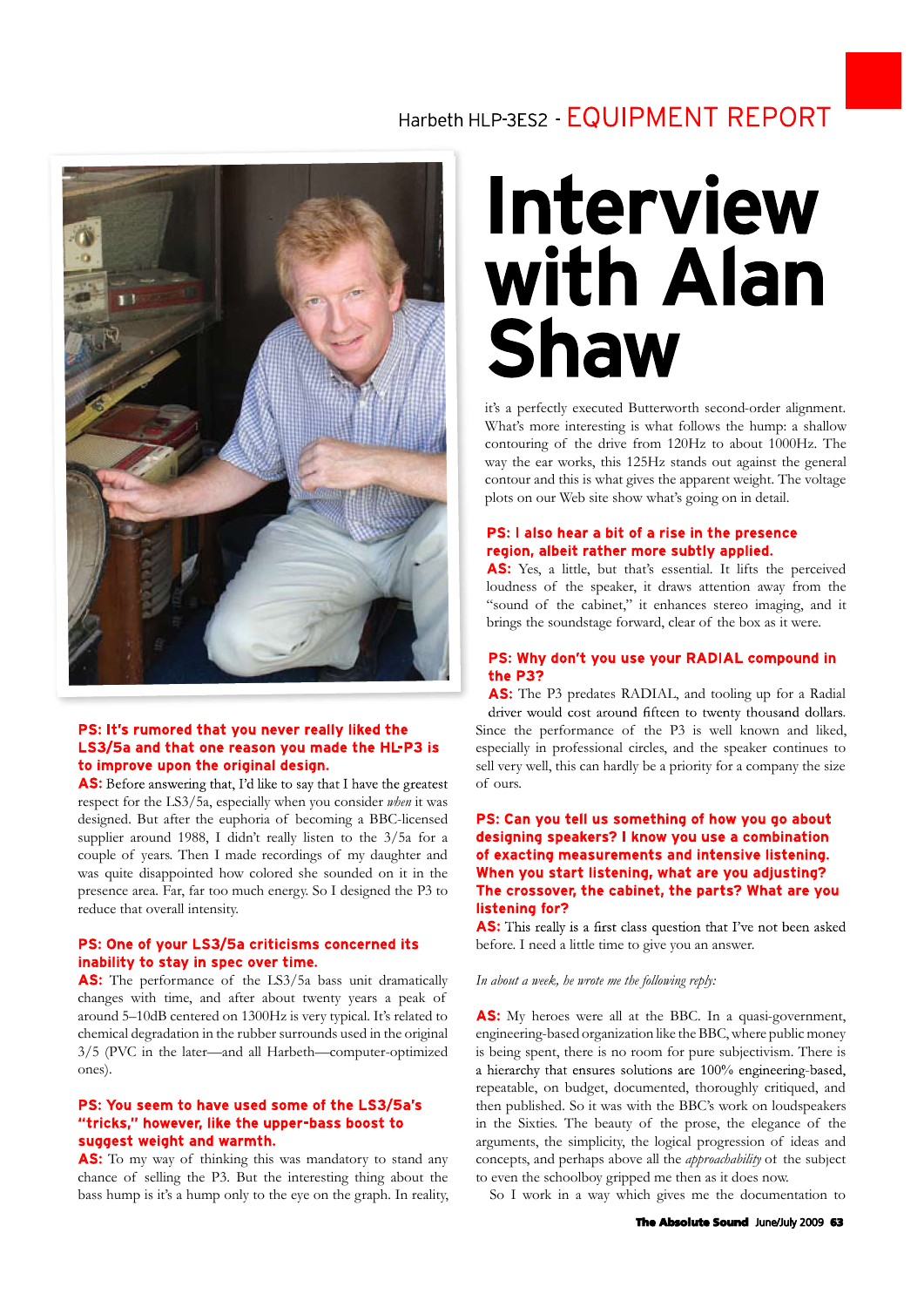# Interview with Alan Shaw

**PS: It's rumored that you never really liked the LS3/5a and that one reason you made the HL-P3 is to improve upon the original design.**

**AS:** Before answering that, I'd like to say that I have the greatest respect for the LS3/5a, especially when you consider *when* it was designed. But after the euphoria of becoming a BBC-licensed supplier around 1988, I didn't really listen to the 3/5a for a couple of years. Then I made recordings of my daughter and was quite disappointed how colored she sounded on it in the presence area. Far, far too much energy. So I designed the P3 to reduce that overall intensity.

**PS: One of your LS3/5a criticisms concerned its inability to stay in spec over time.**

**AS:** The performance of the LS3/5a bass unit dramatically changes with time, and after about twenty years a peak of around 5–10dB centered on 1300Hz is very typical. It's related to chemical degradation in the rubber surrounds used in the original 3/5 (PVC in the later—and all Harbeth—computer-optimized ones).

**PS: You seem to have used some of the LS3/5a's "tricks," however, like the upper-bass boost to suggest weight and warmth.**

**AS:** To my way of thinking this was mandatory to stand any chance of selling the P3. But the interesting thing about the bass hump is it's a hump only to the eye on the graph. In reality, it's a perfectly executed Butterworth second-order alignment. What's more interesting is what follows the hump: a shallow contouring of the drive from 120Hz to about 1000Hz. The way the ear works, this 125Hz stands out against the general contour and this is what gives the apparent weight. The voltage plots on our Web site show what's going on in detail.

**PS: I also hear a bit of a rise in the presence region, albeit rather more subtly applied.**

**AS:** Yes, a little, but that's essential. It lifts the perceived loudness of the speaker, it draws attention away from the "sound of the cabinet," it enhances stereo imaging, and it brings the soundstage forward, clear of the box as it were.

**PS: Why don't you use your RADIAL compound in the P3?**

**AS:** The P3 predates RADIAL, and tooling up for a Radial driver would cost around fifteen to twenty thousand dollars. Since the performance of the P3 is well known and liked, especially in professional circles, and the speaker continues to sell very well, this can hardly be a priority for a company the size of ours.

**PS: Can you tell us something of how you go about designing speakers? I know you use a combination of exacting measurements and intensive listening. When you start listening, what are you adjusting? The crossover, the cabinet, the parts? What are you listening for?**

**AS:** This really is a first class question that I've not been asked before. I need a little time to give you an answer.

*In about a week, he wrote me the following reply:*

**AS:** My heroes were all at the BBC. In a quasi-government, engineering-based organization like the BBC, where public money is being spent, there is no room for pure subjectivism. There is a hierarchy that ensures solutions are 100% engineering-based, repeatable, on budget, documented, thoroughly critiqued, and then published. So it was with the BBC's work on loudspeakers in the Sixties. The beauty of the prose, the elegance of the arguments, the simplicity, the logical progression of ideas and concepts, and perhaps above all the *approachability* of the subject to even the schoolboy gripped me then as it does now.

So I work in a way which gives me the documentation to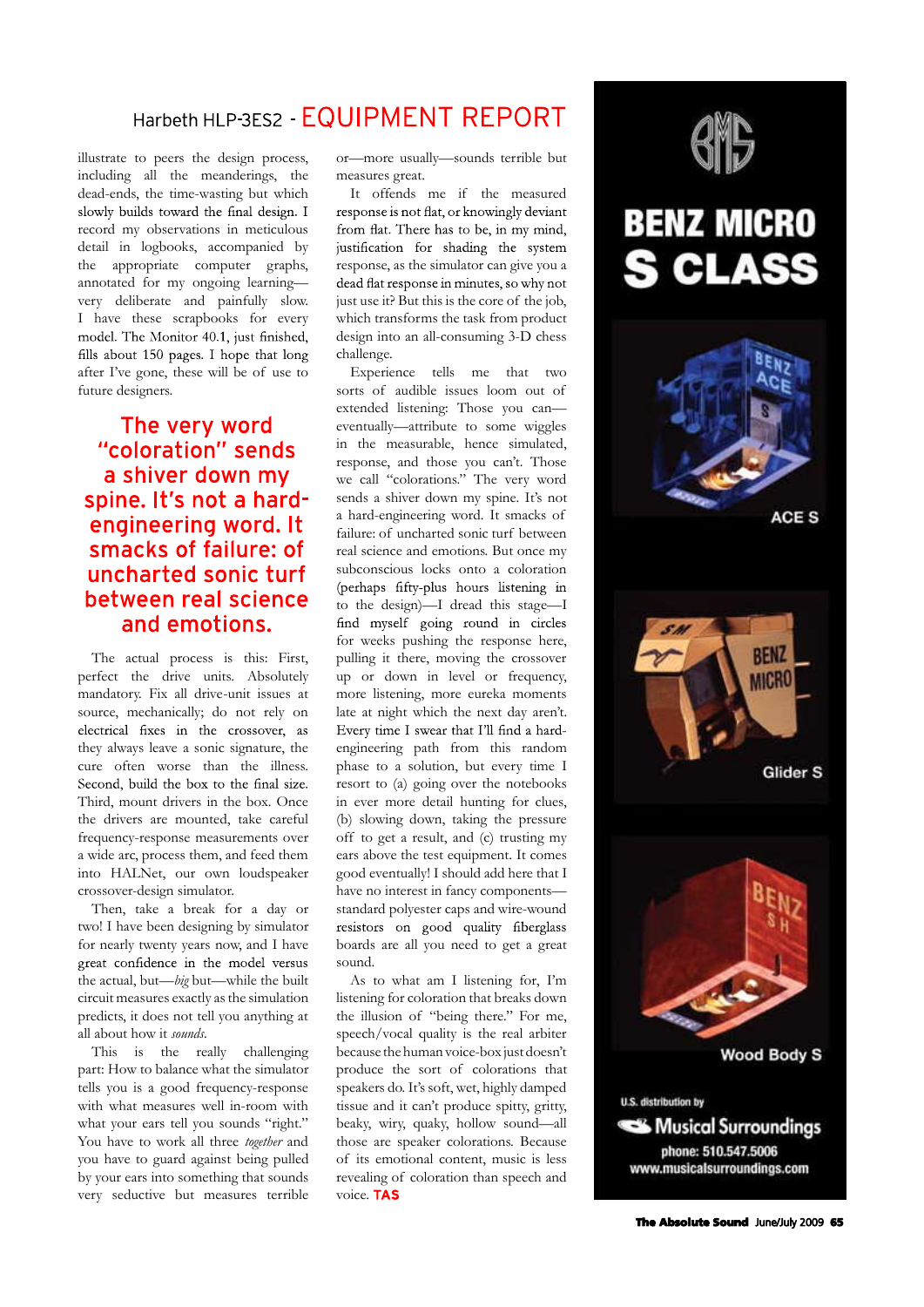illustrate to peers the design process, including all the meanderings, the dead-ends, the time-wasting but which slowly builds toward the final design. I record my observations in meticulous detail in logbooks, accompanied by the appropriate computer graphs, annotated for my ongoing learning—very deliberate and painfully slow. I have these scrapbooks for every model. The Monitor 40.1, just finished, fills about 150 pages. I hope that long after I've gone, these will be of use to future designers.

> The very word "coloration" sends a shiver down my spine. It's not a hard-engineering word. It smacks of failure: of uncharted sonic turf between real science and emotions.

The actual process is this: First, perfect the drive units. Absolutely mandatory. Fix all drive-unit issues at source, mechanically; do not rely on electrical fixes in the crossover, as they always leave a sonic signature, the cure often worse than the illness. Second, build the box to the final size. Third, mount drivers in the box. Once the drivers are mounted, take careful frequency-response measurements over a wide arc, process them, and feed them into HALNet, our own loudspeaker crossover-design simulator.

Then, take a break for a day or two! I have been designing by simulator for nearly twenty years now, and I have great confidence in the model versus the actual, but—*big* but—while the built circuit measures exactly as the simulation predicts, it does not tell you anything at all about how it *sounds*.

This is the really challenging part: How to balance what the simulator tells you is a good frequency-response with what measures well in-room with what your ears tell you sounds "right." You have to work all three *together* and you have to guard against being pulled by your ears into something that sounds very seductive but measures terrible or—more usually—sounds terrible but measures great.

It offends me if the measured response is not flat, or knowingly deviant from flat. There has to be, in my mind, justification for shading the system response, as the simulator can give you a dead flat response in minutes, so why not just use it? But this is the core of the job, which transforms the task from product design into an all-consuming 3-D chess challenge.

Experience tells me that two sorts of audible issues loom out of extended listening: Those you can—eventually—attribute to some wiggles in the measurable, hence simulated, response, and those you can't. Those we call "colorations." The very word sends a shiver down my spine. It's not a hard-engineering word. It smacks of failure: of uncharted sonic turf between real science and emotions. But once my subconscious locks onto a coloration (perhaps fifty-plus hours listening in to the design)—I dread this stage—I find myself going round in circles for weeks pushing the response here, pulling it there, moving the crossover up or down in level or frequency, more listening, more eureka moments late at night which the next day aren't. Every time I swear that I'll find a hard-engineering path from this random phase to a solution, but every time I resort to (a) going over the notebooks in ever more detail hunting for clues, (b) slowing down, taking the pressure off to get a result, and (c) trusting my ears above the test equipment. It comes good eventually! I should add here that I have no interest in fancy components—standard polyester caps and wire-wound resistors on good quality fiberglass boards are all you need to get a great sound.

As to what am I listening for, I'm listening for coloration that breaks down the illusion of "being there." For me, speech/vocal quality is the real arbiter because the human voice-box just doesn't produce the sort of colorations that speakers do. It's soft, wet, highly damped tissue and it can't produce spitty, gritty, beaky, wiry, quaky, hollow sound—all those are speaker colorations. Because of its emotional content, music is less revealing of coloration than speech and voice. **TAS**

BMS

BENZ MICRO
S CLASS

ACE S

Glider S

Wood Body S

U.S. distribution by
Musical Surroundings
phone: 510.547.5006
www.musicalsurroundings.com